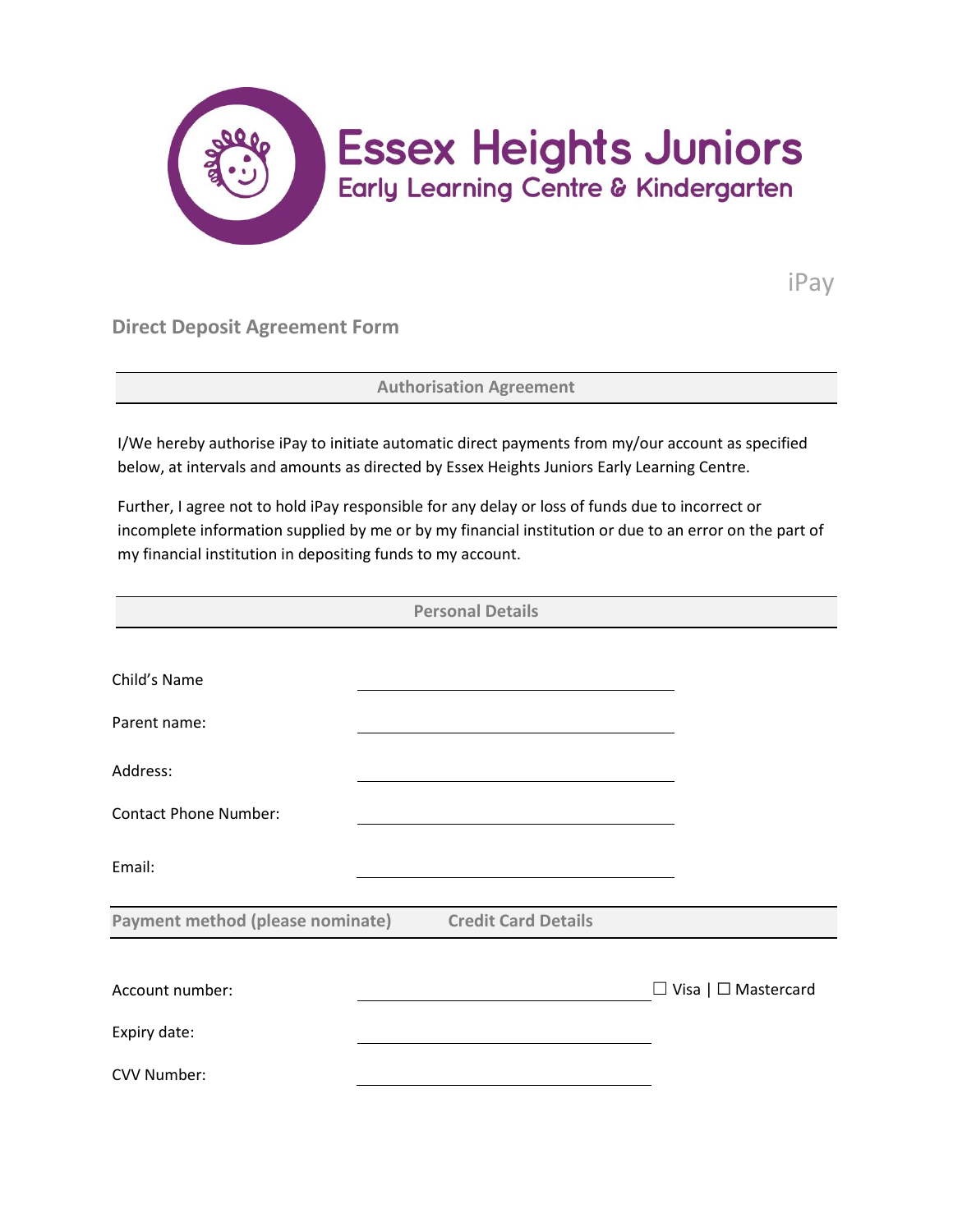# Essex Heights Juniors

## Early Learning Centre & Kindergarten

iPay

## Direct Deposit Agreement Form

### Authorisation Agreement

I/We hereby authorise iPay to initiate automatic direct payments from my/our account as specified below, at intervals and amounts as directed by Essex Heights Juniors Early Learning Centre.

Further, I agree not to hold iPay responsible for any delay or loss of funds due to incorrect or incomplete information supplied by me or by my financial institution or due to an error on the part of my financial institution in depositing funds to my account.

### Personal Details

Child's Name ______________________________

Parent name: ______________________________

Address: ______________________________

Contact Phone Number: ______________________________

Email: ______________________________

### Payment method (please nominate) Credit Card Details

Account number: ______________________________ ☐ Visa | ☐ Mastercard

Expiry date: ______________________________

CVV Number: ______________________________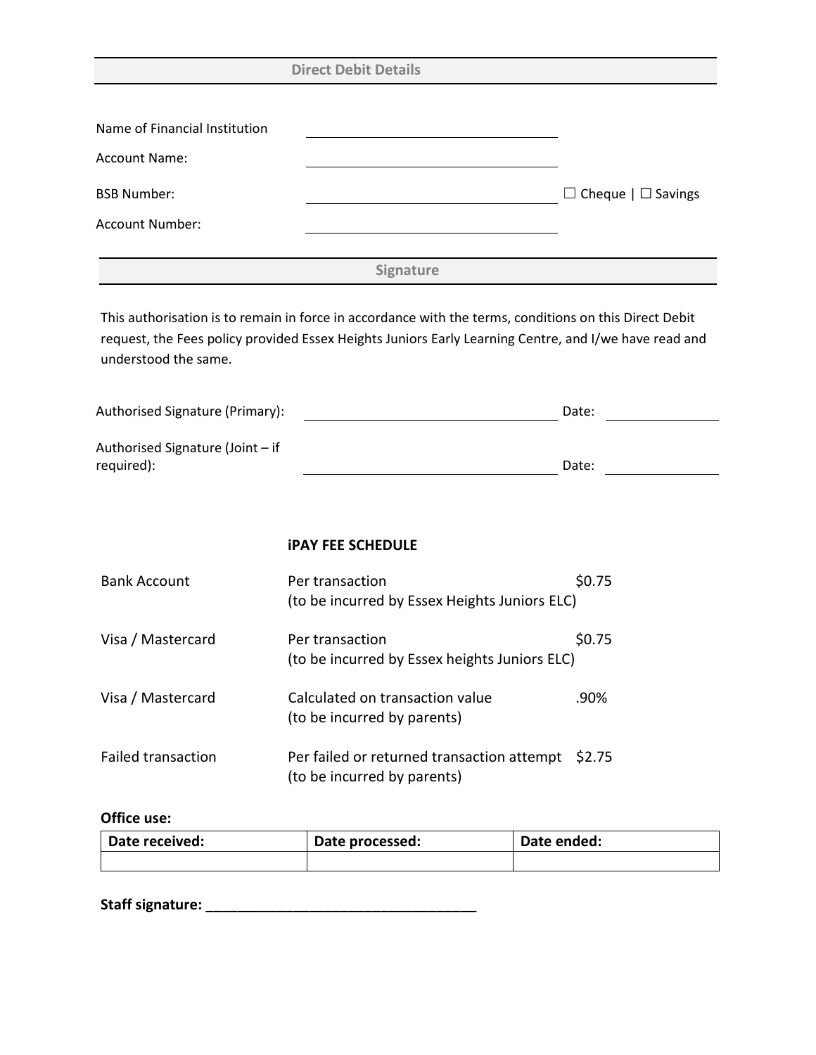## Direct Debit Details

Name of Financial Institution \_\_\_\_\_\_\_\_\_\_\_\_\_\_\_\_\_\_\_\_\_\_\_\_\_\_\_\_\_\_

Account Name: \_\_\_\_\_\_\_\_\_\_\_\_\_\_\_\_\_\_\_\_\_\_\_\_\_\_\_\_\_\_

BSB Number: \_\_\_\_\_\_\_\_\_\_\_\_\_\_\_\_\_\_\_\_\_\_\_\_\_\_\_\_\_\_ ☐ Cheque | ☐ Savings

Account Number: \_\_\_\_\_\_\_\_\_\_\_\_\_\_\_\_\_\_\_\_\_\_\_\_\_\_\_\_\_\_

## Signature

This authorisation is to remain in force in accordance with the terms, conditions on this Direct Debit request, the Fees policy provided Essex Heights Juniors Early Learning Centre, and I/we have read and understood the same.

Authorised Signature (Primary): \_\_\_\_\_\_\_\_\_\_\_\_\_\_\_\_\_\_\_\_\_\_\_\_\_\_\_\_\_\_ Date: \_\_\_\_\_\_\_\_\_\_\_\_

Authorised Signature (Joint – if required): \_\_\_\_\_\_\_\_\_\_\_\_\_\_\_\_\_\_\_\_\_\_\_\_\_\_\_\_\_\_ Date: \_\_\_\_\_\_\_\_\_\_\_\_

**iPAY FEE SCHEDULE**

| | | |
|---|---|---|
| Bank Account | Per transaction (to be incurred by Essex Heights Juniors ELC) | $0.75 |
| Visa / Mastercard | Per transaction (to be incurred by Essex heights Juniors ELC) | $0.75 |
| Visa / Mastercard | Calculated on transaction value (to be incurred by parents) | .90% |
| Failed transaction | Per failed or returned transaction attempt (to be incurred by parents) | $2.75 |

**Office use:**

| Date received: | Date processed: | Date ended: |
|---|---|---|
| | | |

**Staff signature: \_\_\_\_\_\_\_\_\_\_\_\_\_\_\_\_\_\_\_\_\_\_\_\_\_\_\_\_\_\_\_\_\_\_\_**